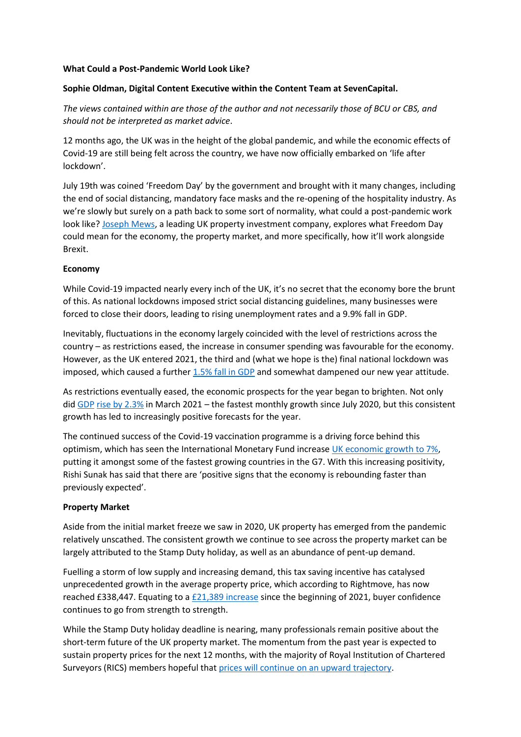**What Could a Post-Pandemic World Look Like?**

**Sophie Oldman, Digital Content Executive within the Content Team at SevenCapital.**

*The views contained within are those of the author and not necessarily those of BCU or CBS, and should not be interpreted as market advice.*

12 months ago, the UK was in the height of the global pandemic, and while the economic effects of Covid-19 are still being felt across the country, we have now officially embarked on 'life after lockdown'.

July 19th was coined 'Freedom Day' by the government and brought with it many changes, including the end of social distancing, mandatory face masks and the re-opening of the hospitality industry. As we're slowly but surely on a path back to some sort of normality, what could a post-pandemic work look like? Joseph Mews, a leading UK property investment company, explores what Freedom Day could mean for the economy, the property market, and more specifically, how it'll work alongside Brexit.

**Economy**

While Covid-19 impacted nearly every inch of the UK, it's no secret that the economy bore the brunt of this. As national lockdowns imposed strict social distancing guidelines, many businesses were forced to close their doors, leading to rising unemployment rates and a 9.9% fall in GDP.

Inevitably, fluctuations in the economy largely coincided with the level of restrictions across the country – as restrictions eased, the increase in consumer spending was favourable for the economy. However, as the UK entered 2021, the third and (what we hope is the) final national lockdown was imposed, which caused a further 1.5% fall in GDP and somewhat dampened our new year attitude.

As restrictions eventually eased, the economic prospects for the year began to brighten. Not only did GDP rise by 2.3% in March 2021 – the fastest monthly growth since July 2020, but this consistent growth has led to increasingly positive forecasts for the year.

The continued success of the Covid-19 vaccination programme is a driving force behind this optimism, which has seen the International Monetary Fund increase UK economic growth to 7%, putting it amongst some of the fastest growing countries in the G7. With this increasing positivity, Rishi Sunak has said that there are 'positive signs that the economy is rebounding faster than previously expected'.

**Property Market**

Aside from the initial market freeze we saw in 2020, UK property has emerged from the pandemic relatively unscathed. The consistent growth we continue to see across the property market can be largely attributed to the Stamp Duty holiday, as well as an abundance of pent-up demand.

Fuelling a storm of low supply and increasing demand, this tax saving incentive has catalysed unprecedented growth in the average property price, which according to Rightmove, has now reached £338,447. Equating to a £21,389 increase since the beginning of 2021, buyer confidence continues to go from strength to strength.

While the Stamp Duty holiday deadline is nearing, many professionals remain positive about the short-term future of the UK property market. The momentum from the past year is expected to sustain property prices for the next 12 months, with the majority of Royal Institution of Chartered Surveyors (RICS) members hopeful that prices will continue on an upward trajectory.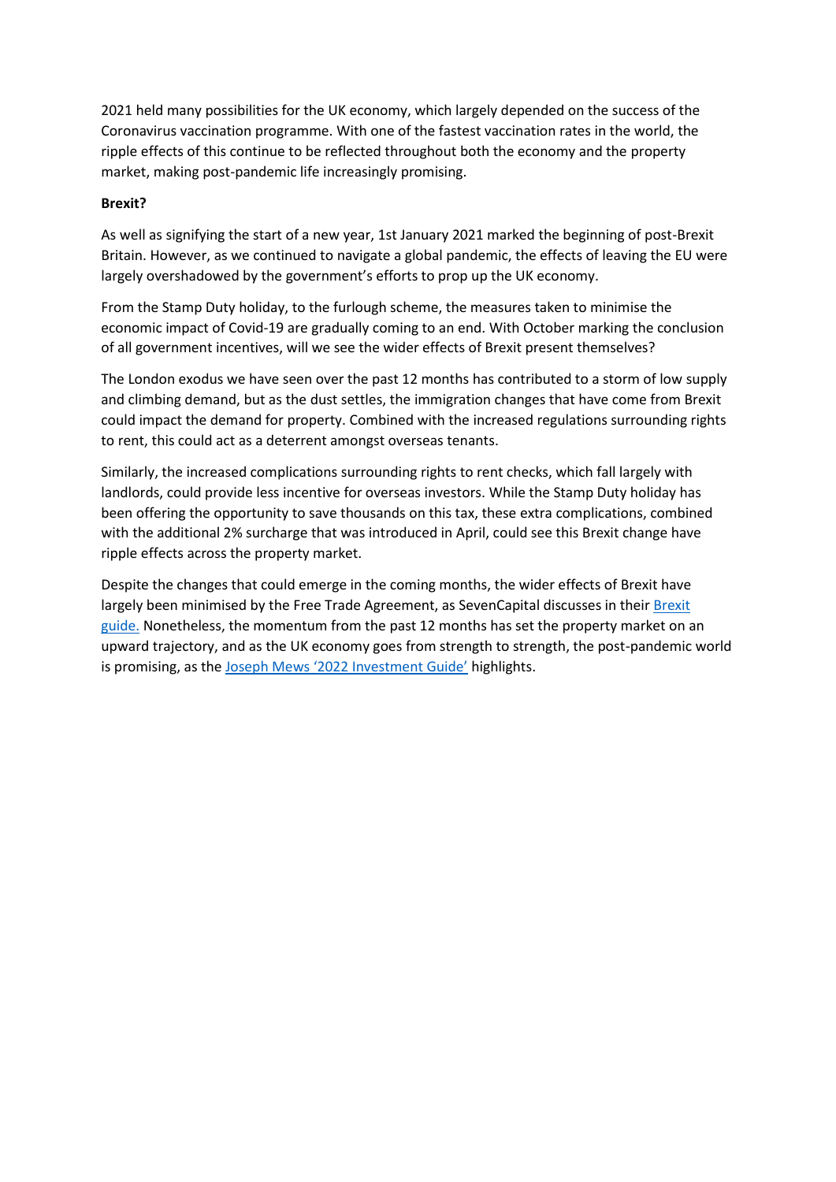2021 held many possibilities for the UK economy, which largely depended on the success of the Coronavirus vaccination programme. With one of the fastest vaccination rates in the world, the ripple effects of this continue to be reflected throughout both the economy and the property market, making post-pandemic life increasingly promising.

**Brexit?**

As well as signifying the start of a new year, 1st January 2021 marked the beginning of post-Brexit Britain. However, as we continued to navigate a global pandemic, the effects of leaving the EU were largely overshadowed by the government's efforts to prop up the UK economy.

From the Stamp Duty holiday, to the furlough scheme, the measures taken to minimise the economic impact of Covid-19 are gradually coming to an end. With October marking the conclusion of all government incentives, will we see the wider effects of Brexit present themselves?

The London exodus we have seen over the past 12 months has contributed to a storm of low supply and climbing demand, but as the dust settles, the immigration changes that have come from Brexit could impact the demand for property. Combined with the increased regulations surrounding rights to rent, this could act as a deterrent amongst overseas tenants.

Similarly, the increased complications surrounding rights to rent checks, which fall largely with landlords, could provide less incentive for overseas investors. While the Stamp Duty holiday has been offering the opportunity to save thousands on this tax, these extra complications, combined with the additional 2% surcharge that was introduced in April, could see this Brexit change have ripple effects across the property market.

Despite the changes that could emerge in the coming months, the wider effects of Brexit have largely been minimised by the Free Trade Agreement, as SevenCapital discusses in their Brexit guide. Nonetheless, the momentum from the past 12 months has set the property market on an upward trajectory, and as the UK economy goes from strength to strength, the post-pandemic world is promising, as the Joseph Mews '2022 Investment Guide' highlights.